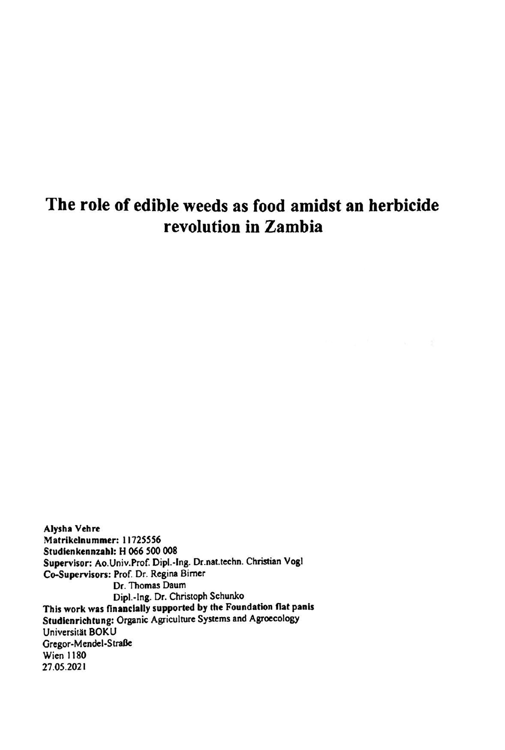# The role of edible weeds as food amidst an herbicide revolution in Zambia

**Alysha Vehre**
**Matrikelnummer:** 11725556
**Studienkennzahl:** H 066 500 008
**Supervisor:** Ao.Univ.Prof. Dipl.-Ing. Dr.nat.techn. Christian Vogl
**Co-Supervisors:** Prof. Dr. Regina Birner
Dr. Thomas Daum
Dipl.-Ing. Dr. Christoph Schunko
**This work was financially supported by the Foundation flat panis**
**Studienrichtung:** Organic Agriculture Systems and Agroecology
Universität BOKU
Gregor-Mendel-Straße
Wien 1180
27.05.2021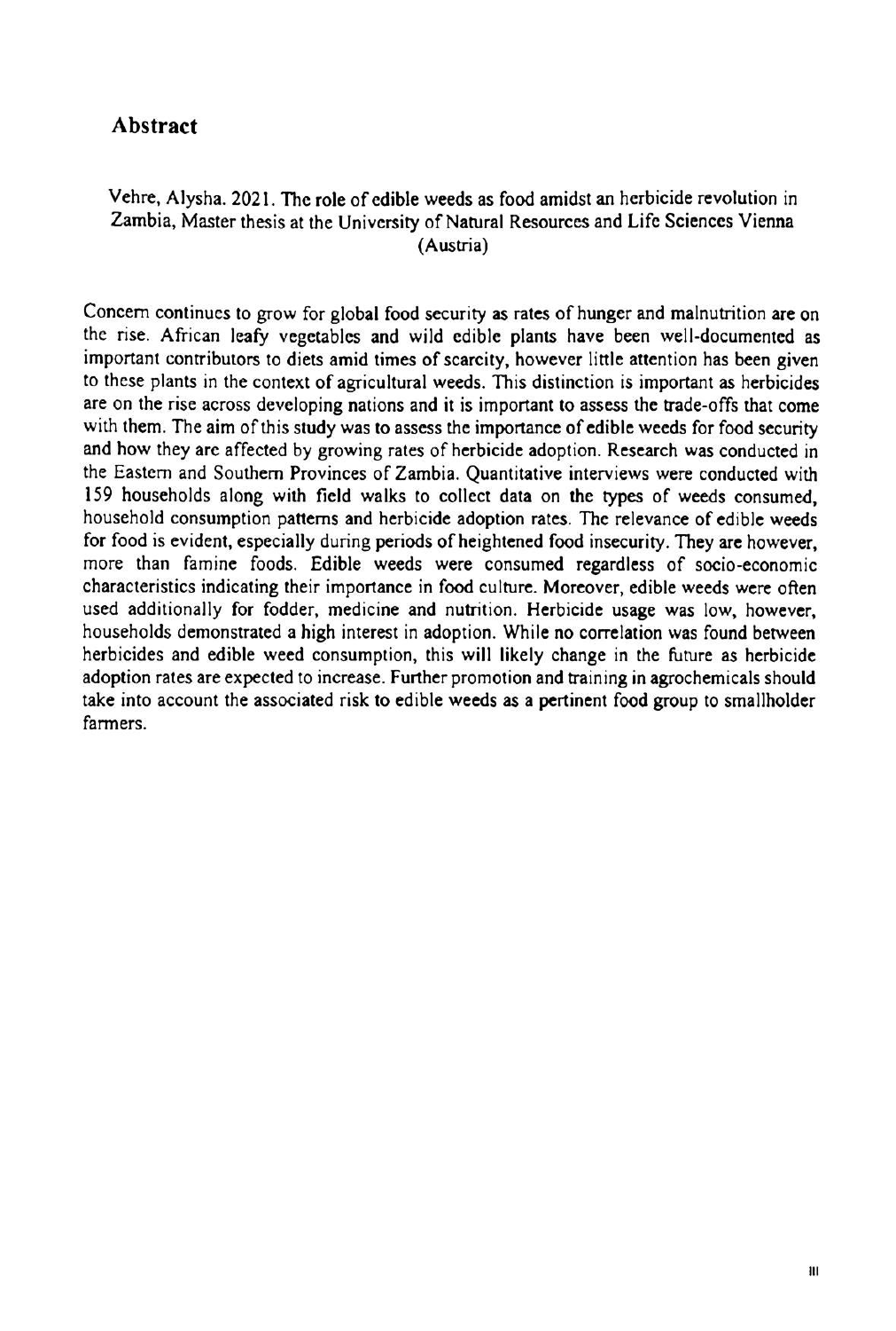## Abstract

Vehre, Alysha. 2021. The role of edible weeds as food amidst an herbicide revolution in Zambia, Master thesis at the University of Natural Resources and Life Sciences Vienna (Austria)

Concern continues to grow for global food security as rates of hunger and malnutrition are on the rise. African leafy vegetables and wild edible plants have been well-documented as important contributors to diets amid times of scarcity, however little attention has been given to these plants in the context of agricultural weeds. This distinction is important as herbicides are on the rise across developing nations and it is important to assess the trade-offs that come with them. The aim of this study was to assess the importance of edible weeds for food security and how they are affected by growing rates of herbicide adoption. Research was conducted in the Eastern and Southern Provinces of Zambia. Quantitative interviews were conducted with 159 households along with field walks to collect data on the types of weeds consumed, household consumption patterns and herbicide adoption rates. The relevance of edible weeds for food is evident, especially during periods of heightened food insecurity. They are however, more than famine foods. Edible weeds were consumed regardless of socio-economic characteristics indicating their importance in food culture. Moreover, edible weeds were often used additionally for fodder, medicine and nutrition. Herbicide usage was low, however, households demonstrated a high interest in adoption. While no correlation was found between herbicides and edible weed consumption, this will likely change in the future as herbicide adoption rates are expected to increase. Further promotion and training in agrochemicals should take into account the associated risk to edible weeds as a pertinent food group to smallholder farmers.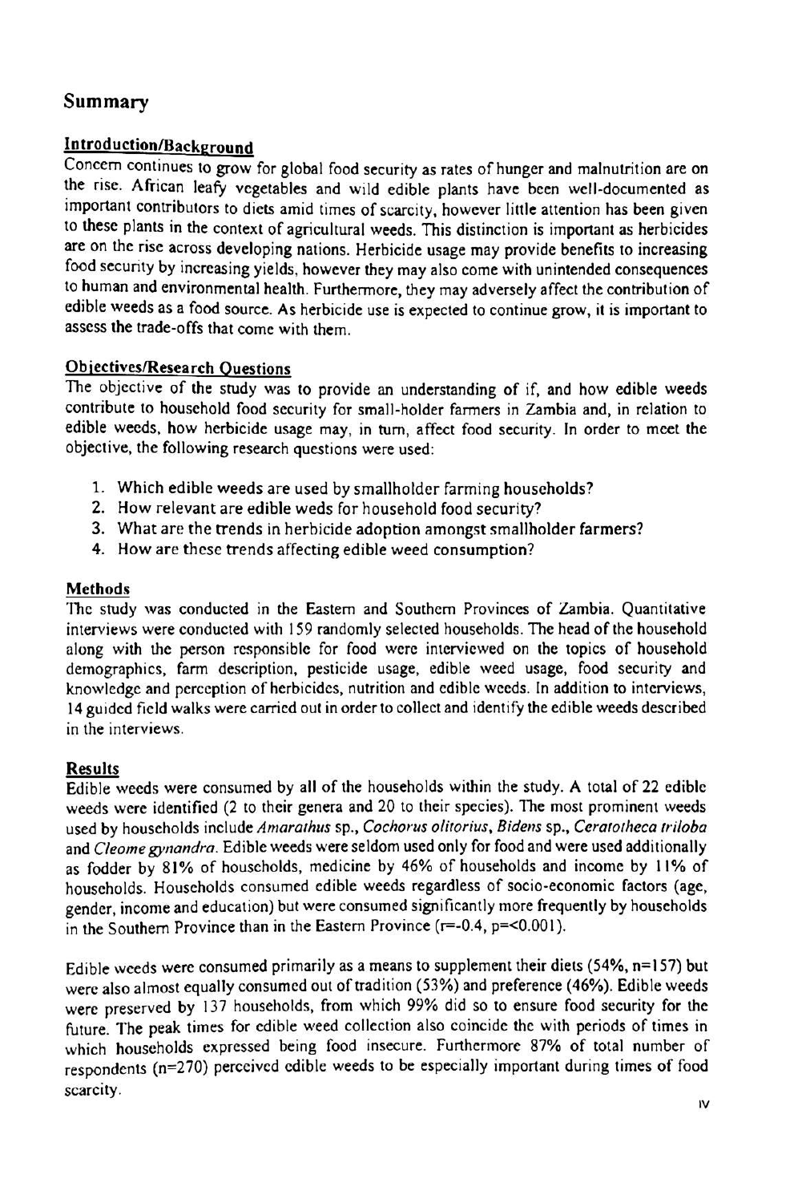## Summary

### Introduction/Background

Concern continues to grow for global food security as rates of hunger and malnutrition are on the rise. African leafy vegetables and wild edible plants have been well-documented as important contributors to diets amid times of scarcity, however little attention has been given to these plants in the context of agricultural weeds. This distinction is important as herbicides are on the rise across developing nations. Herbicide usage may provide benefits to increasing food security by increasing yields, however they may also come with unintended consequences to human and environmental health. Furthermore, they may adversely affect the contribution of edible weeds as a food source. As herbicide use is expected to continue grow, it is important to assess the trade-offs that come with them.

### Objectives/Research Questions

The objective of the study was to provide an understanding of if, and how edible weeds contribute to household food security for small-holder farmers in Zambia and, in relation to edible weeds, how herbicide usage may, in turn, affect food security. In order to meet the objective, the following research questions were used:

1. Which edible weeds are used by smallholder farming households?
2. How relevant are edible weds for household food security?
3. What are the trends in herbicide adoption amongst smallholder farmers?
4. How are these trends affecting edible weed consumption?

### Methods

The study was conducted in the Eastern and Southern Provinces of Zambia. Quantitative interviews were conducted with 159 randomly selected households. The head of the household along with the person responsible for food were interviewed on the topics of household demographics, farm description, pesticide usage, edible weed usage, food security and knowledge and perception of herbicides, nutrition and edible weeds. In addition to interviews, 14 guided field walks were carried out in order to collect and identify the edible weeds described in the interviews.

### Results

Edible weeds were consumed by all of the households within the study. A total of 22 edible weeds were identified (2 to their genera and 20 to their species). The most prominent weeds used by households include *Amarathus* sp., *Cochorus olitorius*, *Bidens* sp., *Ceratotheca triloba* and *Cleome gynandra*. Edible weeds were seldom used only for food and were used additionally as fodder by 81% of households, medicine by 46% of households and income by 11% of households. Households consumed edible weeds regardless of socio-economic factors (age, gender, income and education) but were consumed significantly more frequently by households in the Southern Province than in the Eastern Province ($r=-0.4$, $p=<0.001$).

Edible weeds were consumed primarily as a means to supplement their diets (54%, n=157) but were also almost equally consumed out of tradition (53%) and preference (46%). Edible weeds were preserved by 137 households, from which 99% did so to ensure food security for the future. The peak times for edible weed collection also coincide the with periods of times in which households expressed being food insecure. Furthermore 87% of total number of respondents (n=270) perceived edible weeds to be especially important during times of food scarcity.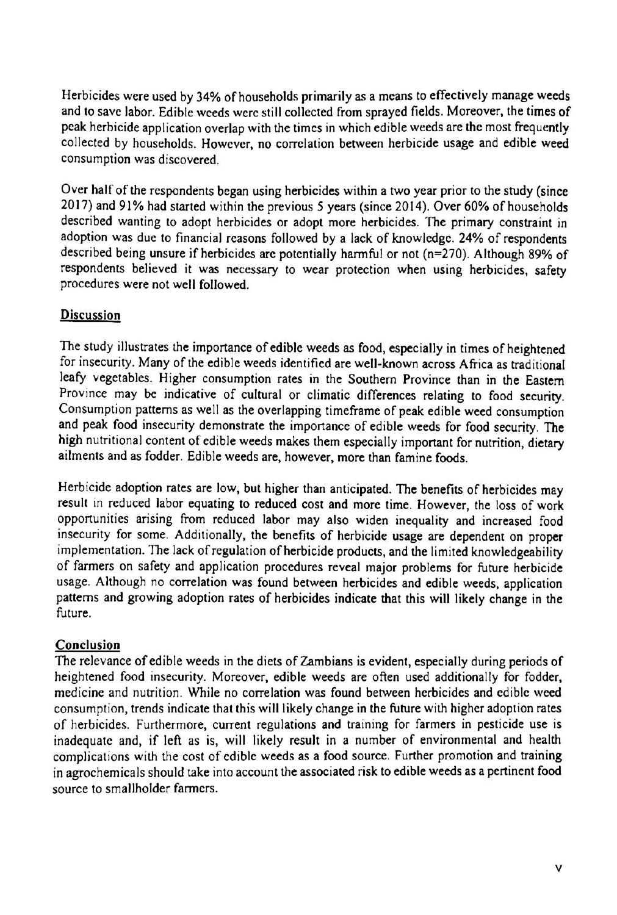Herbicides were used by 34% of households primarily as a means to effectively manage weeds and to save labor. Edible weeds were still collected from sprayed fields. Moreover, the times of peak herbicide application overlap with the times in which edible weeds are the most frequently collected by households. However, no correlation between herbicide usage and edible weed consumption was discovered.

Over half of the respondents began using herbicides within a two year prior to the study (since 2017) and 91% had started within the previous 5 years (since 2014). Over 60% of households described wanting to adopt herbicides or adopt more herbicides. The primary constraint in adoption was due to financial reasons followed by a lack of knowledge. 24% of respondents described being unsure if herbicides are potentially harmful or not (n=270). Although 89% of respondents believed it was necessary to wear protection when using herbicides, safety procedures were not well followed.

## Discussion

The study illustrates the importance of edible weeds as food, especially in times of heightened for insecurity. Many of the edible weeds identified are well-known across Africa as traditional leafy vegetables. Higher consumption rates in the Southern Province than in the Eastern Province may be indicative of cultural or climatic differences relating to food security. Consumption patterns as well as the overlapping timeframe of peak edible weed consumption and peak food insecurity demonstrate the importance of edible weeds for food security. The high nutritional content of edible weeds makes them especially important for nutrition, dietary ailments and as fodder. Edible weeds are, however, more than famine foods.

Herbicide adoption rates are low, but higher than anticipated. The benefits of herbicides may result in reduced labor equating to reduced cost and more time. However, the loss of work opportunities arising from reduced labor may also widen inequality and increased food insecurity for some. Additionally, the benefits of herbicide usage are dependent on proper implementation. The lack of regulation of herbicide products, and the limited knowledgeability of farmers on safety and application procedures reveal major problems for future herbicide usage. Although no correlation was found between herbicides and edible weeds, application patterns and growing adoption rates of herbicides indicate that this will likely change in the future.

## Conclusion

The relevance of edible weeds in the diets of Zambians is evident, especially during periods of heightened food insecurity. Moreover, edible weeds are often used additionally for fodder, medicine and nutrition. While no correlation was found between herbicides and edible weed consumption, trends indicate that this will likely change in the future with higher adoption rates of herbicides. Furthermore, current regulations and training for farmers in pesticide use is inadequate and, if left as is, will likely result in a number of environmental and health complications with the cost of edible weeds as a food source. Further promotion and training in agrochemicals should take into account the associated risk to edible weeds as a pertinent food source to smallholder farmers.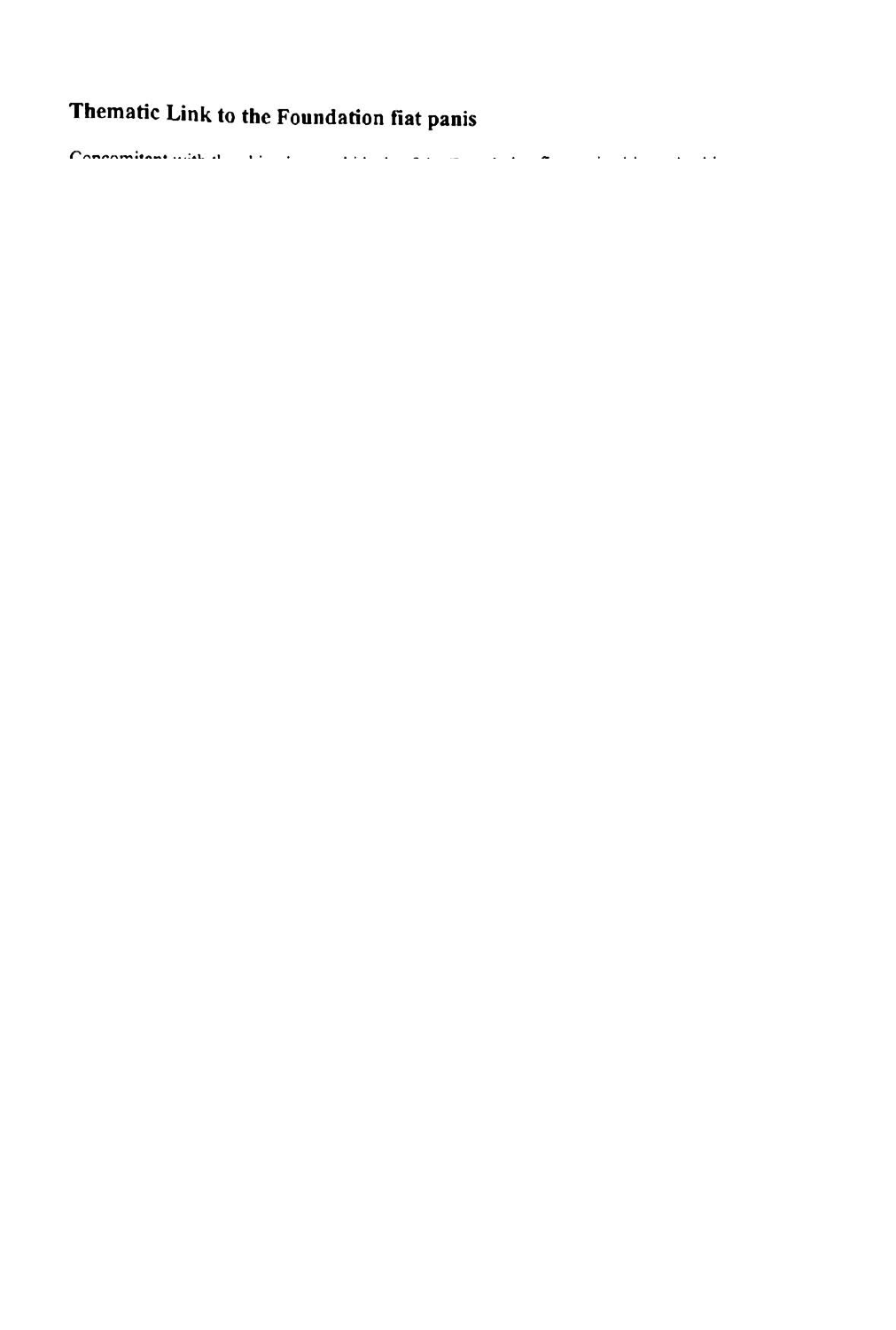## Thematic Link to the Foundation fiat panis